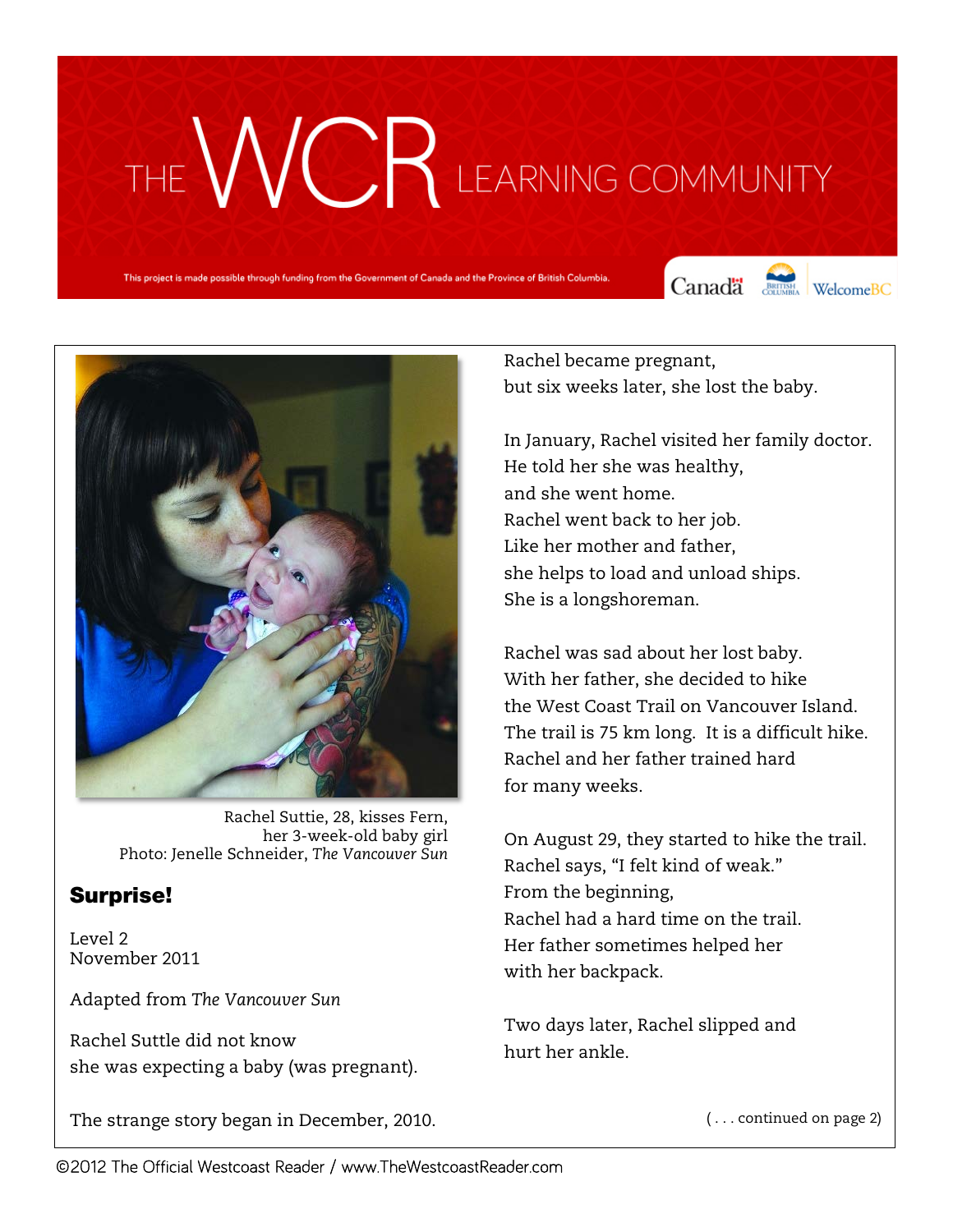# THE WCR LEARNING COMMUNITY

This project is made possible through funding from the Government of Canada and the Province of British Columbia.

Rachel Suttie, 28, kisses Fern, her 3-week-old baby girl
Photo: Jenelle Schneider, *The Vancouver Sun*

## Surprise!

Level 2
November 2011

Adapted from *The Vancouver Sun*

Rachel Suttle did not know
she was expecting a baby (was pregnant).

The strange story began in December, 2010.

Rachel became pregnant,
but six weeks later, she lost the baby.

In January, Rachel visited her family doctor.
He told her she was healthy,
and she went home.
Rachel went back to her job.
Like her mother and father,
she helps to load and unload ships.
She is a longshoreman.

Rachel was sad about her lost baby.
With her father, she decided to hike
the West Coast Trail on Vancouver Island.
The trail is 75 km long. It is a difficult hike.
Rachel and her father trained hard
for many weeks.

On August 29, they started to hike the trail.
Rachel says, "I felt kind of weak."
From the beginning,
Rachel had a hard time on the trail.
Her father sometimes helped her
with her backpack.

Two days later, Rachel slipped and
hurt her ankle.

( . . . continued on page 2)

©2012 The Official Westcoast Reader / www.TheWestcoastReader.com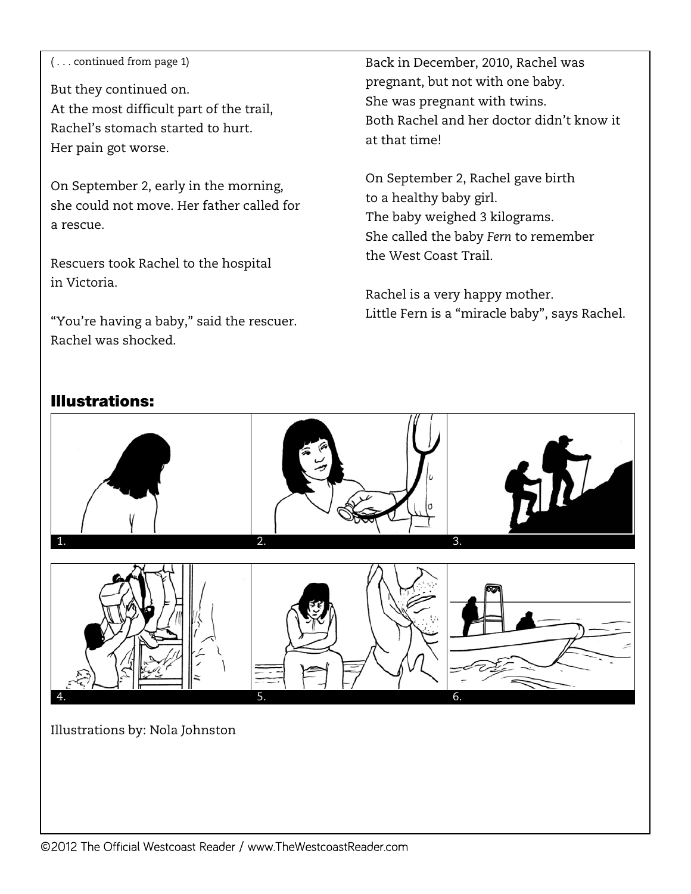( . . . continued from page 1)

But they continued on.
At the most difficult part of the trail,
Rachel's stomach started to hurt.
Her pain got worse.

On September 2, early in the morning, she could not move. Her father called for a rescue.

Rescuers took Rachel to the hospital in Victoria.

"You're having a baby," said the rescuer.
Rachel was shocked.

Back in December, 2010, Rachel was pregnant, but not with one baby.
She was pregnant with twins.
Both Rachel and her doctor didn't know it at that time!

On September 2, Rachel gave birth to a healthy baby girl.
The baby weighed 3 kilograms.
She called the baby *Fern* to remember the West Coast Trail.

Rachel is a very happy mother.
Little Fern is a "miracle baby", says Rachel.

## Illustrations:

1.

2.

3.

4.

5.

6.

Illustrations by: Nola Johnston